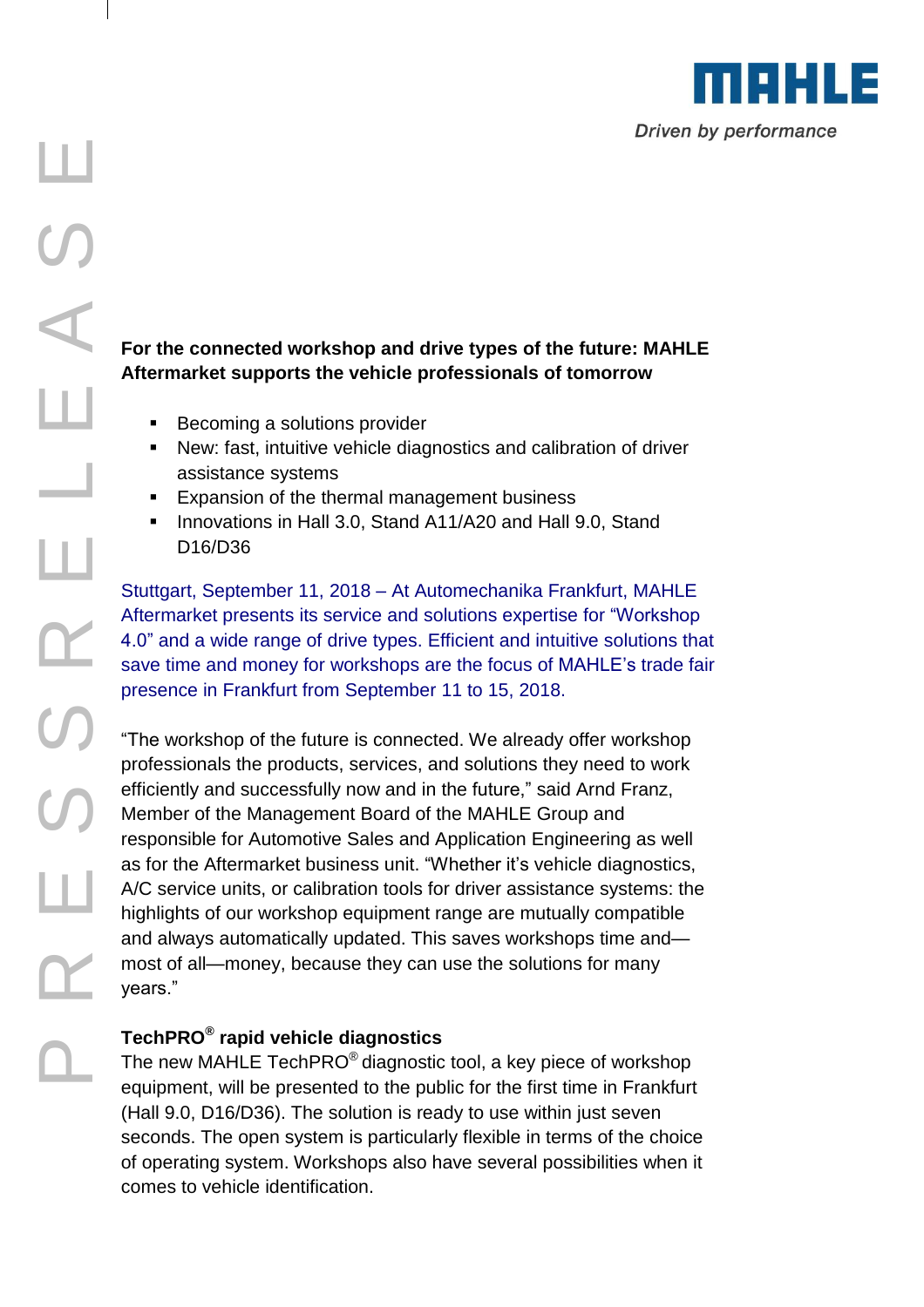**For the connected workshop and drive types of the future: MAHLE Aftermarket supports the vehicle professionals of tomorrow**

- Becoming a solutions provider
- New: fast, intuitive vehicle diagnostics and calibration of driver assistance systems
- Expansion of the thermal management business
- Innovations in Hall 3.0, Stand A11/A20 and Hall 9.0, Stand D16/D36

Stuttgart, September 11, 2018 – At Automechanika Frankfurt, MAHLE Aftermarket presents its service and solutions expertise for “Workshop 4.0” and a wide range of drive types. Efficient and intuitive solutions that save time and money for workshops are the focus of MAHLE’s trade fair presence in Frankfurt from September 11 to 15, 2018.

“The workshop of the future is connected. We already offer workshop professionals the products, services, and solutions they need to work efficiently and successfully now and in the future,” said Arnd Franz, Member of the Management Board of the MAHLE Group and responsible for Automotive Sales and Application Engineering as well as for the Aftermarket business unit. “Whether it’s vehicle diagnostics, A/C service units, or calibration tools for driver assistance systems: the highlights of our workshop equipment range are mutually compatible and always automatically updated. This saves workshops time and—most of all—money, because they can use the solutions for many years.”

**TechPRO® rapid vehicle diagnostics**

The new MAHLE TechPRO® diagnostic tool, a key piece of workshop equipment, will be presented to the public for the first time in Frankfurt (Hall 9.0, D16/D36). The solution is ready to use within just seven seconds. The open system is particularly flexible in terms of the choice of operating system. Workshops also have several possibilities when it comes to vehicle identification.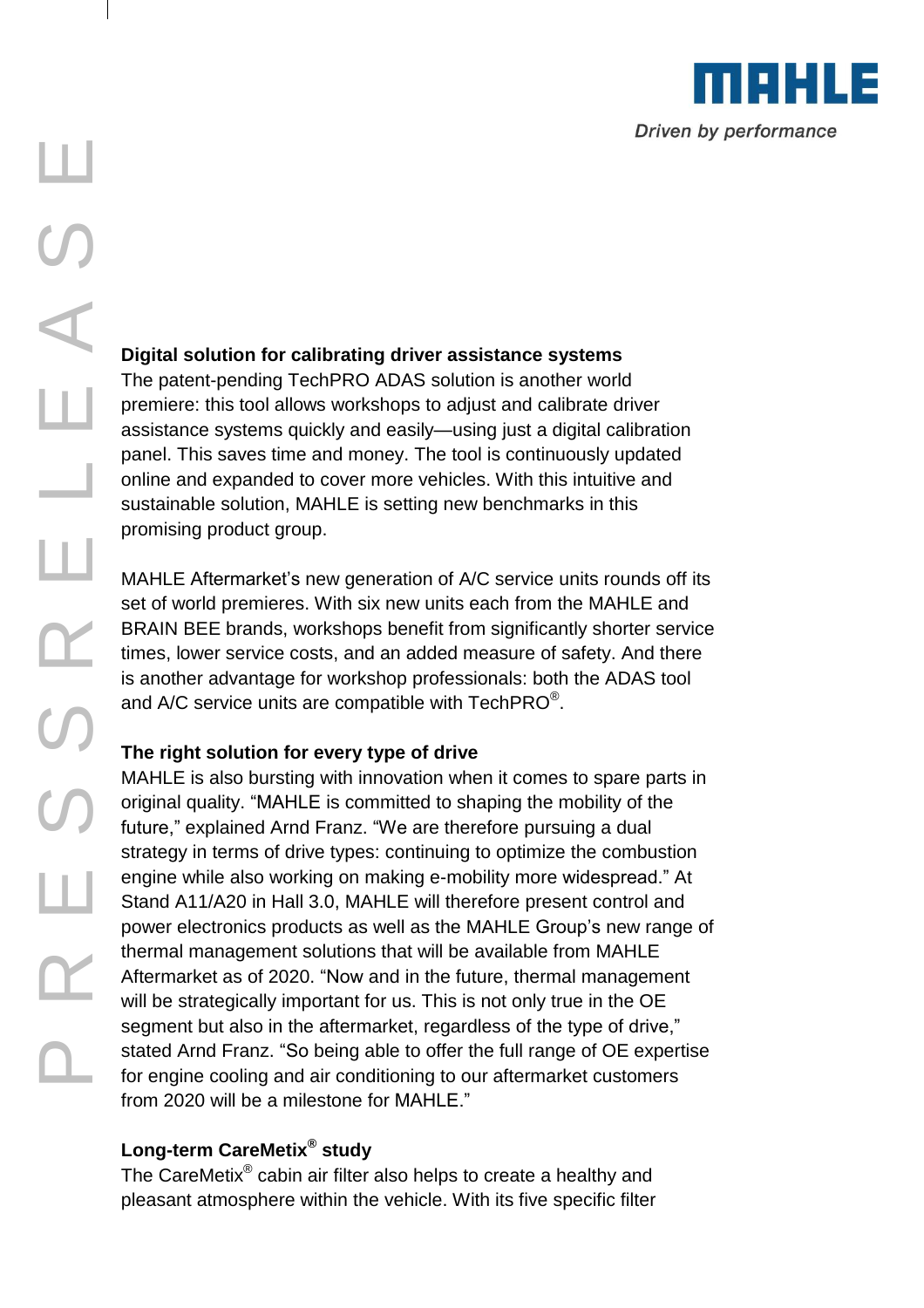**Digital solution for calibrating driver assistance systems**

The patent-pending TechPRO ADAS solution is another world premiere: this tool allows workshops to adjust and calibrate driver assistance systems quickly and easily—using just a digital calibration panel. This saves time and money. The tool is continuously updated online and expanded to cover more vehicles. With this intuitive and sustainable solution, MAHLE is setting new benchmarks in this promising product group.

MAHLE Aftermarket's new generation of A/C service units rounds off its set of world premieres. With six new units each from the MAHLE and BRAIN BEE brands, workshops benefit from significantly shorter service times, lower service costs, and an added measure of safety. And there is another advantage for workshop professionals: both the ADAS tool and A/C service units are compatible with TechPRO®.

**The right solution for every type of drive**

MAHLE is also bursting with innovation when it comes to spare parts in original quality. "MAHLE is committed to shaping the mobility of the future," explained Arnd Franz. "We are therefore pursuing a dual strategy in terms of drive types: continuing to optimize the combustion engine while also working on making e-mobility more widespread." At Stand A11/A20 in Hall 3.0, MAHLE will therefore present control and power electronics products as well as the MAHLE Group's new range of thermal management solutions that will be available from MAHLE Aftermarket as of 2020. "Now and in the future, thermal management will be strategically important for us. This is not only true in the OE segment but also in the aftermarket, regardless of the type of drive," stated Arnd Franz. "So being able to offer the full range of OE expertise for engine cooling and air conditioning to our aftermarket customers from 2020 will be a milestone for MAHLE."

**Long-term CareMetix® study**

The CareMetix® cabin air filter also helps to create a healthy and pleasant atmosphere within the vehicle. With its five specific filter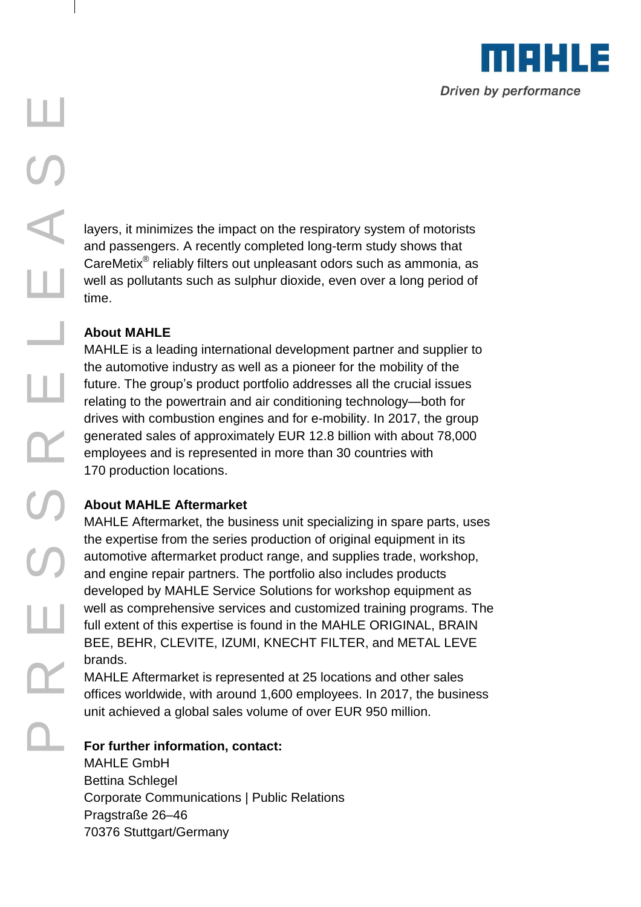layers, it minimizes the impact on the respiratory system of motorists and passengers. A recently completed long-term study shows that CareMetix® reliably filters out unpleasant odors such as ammonia, as well as pollutants such as sulphur dioxide, even over a long period of time.

**About MAHLE**

MAHLE is a leading international development partner and supplier to the automotive industry as well as a pioneer for the mobility of the future. The group's product portfolio addresses all the crucial issues relating to the powertrain and air conditioning technology—both for drives with combustion engines and for e-mobility. In 2017, the group generated sales of approximately EUR 12.8 billion with about 78,000 employees and is represented in more than 30 countries with 170 production locations.

**About MAHLE Aftermarket**

MAHLE Aftermarket, the business unit specializing in spare parts, uses the expertise from the series production of original equipment in its automotive aftermarket product range, and supplies trade, workshop, and engine repair partners. The portfolio also includes products developed by MAHLE Service Solutions for workshop equipment as well as comprehensive services and customized training programs. The full extent of this expertise is found in the MAHLE ORIGINAL, BRAIN BEE, BEHR, CLEVITE, IZUMI, KNECHT FILTER, and METAL LEVE brands.

MAHLE Aftermarket is represented at 25 locations and other sales offices worldwide, with around 1,600 employees. In 2017, the business unit achieved a global sales volume of over EUR 950 million.

**For further information, contact:**

MAHLE GmbH
Bettina Schlegel
Corporate Communications | Public Relations
Pragstraße 26–46
70376 Stuttgart/Germany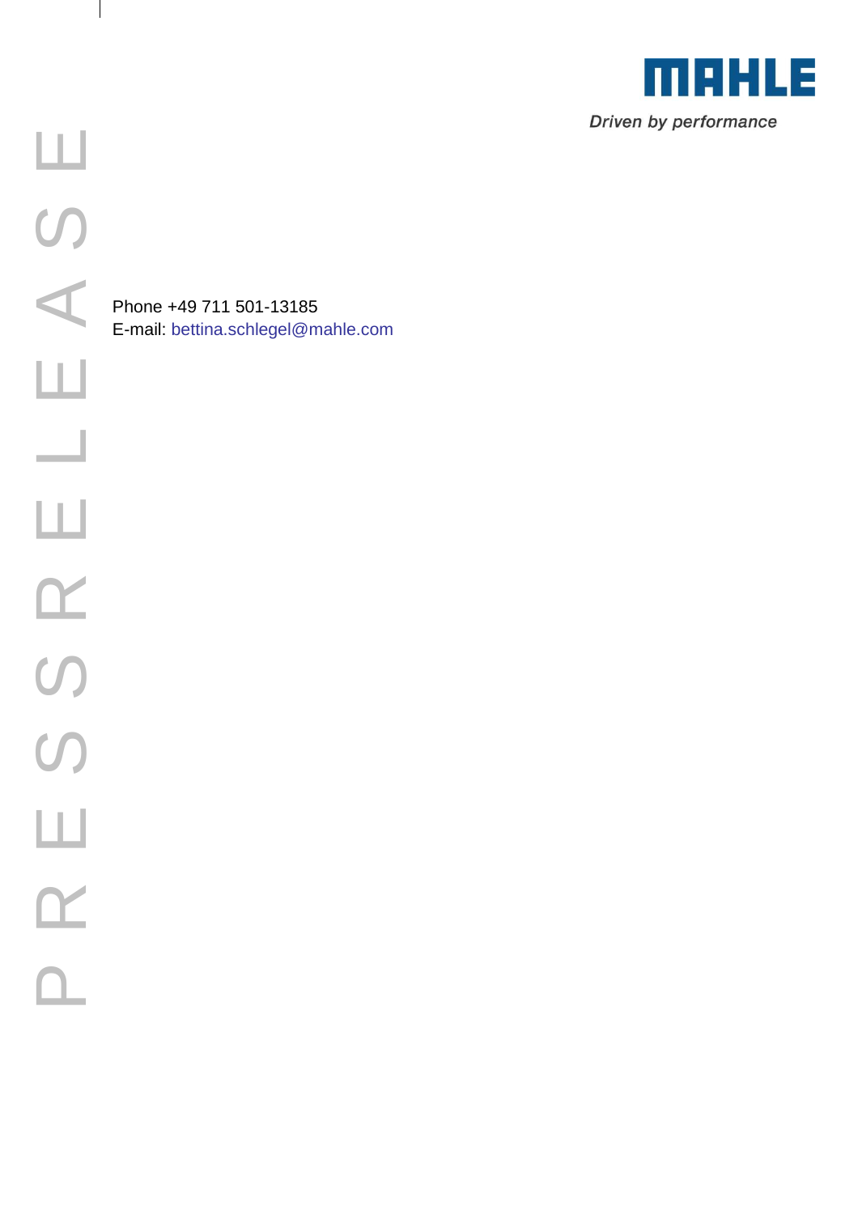Phone +49 711 501-13185
E-mail: bettina.schlegel@mahle.com